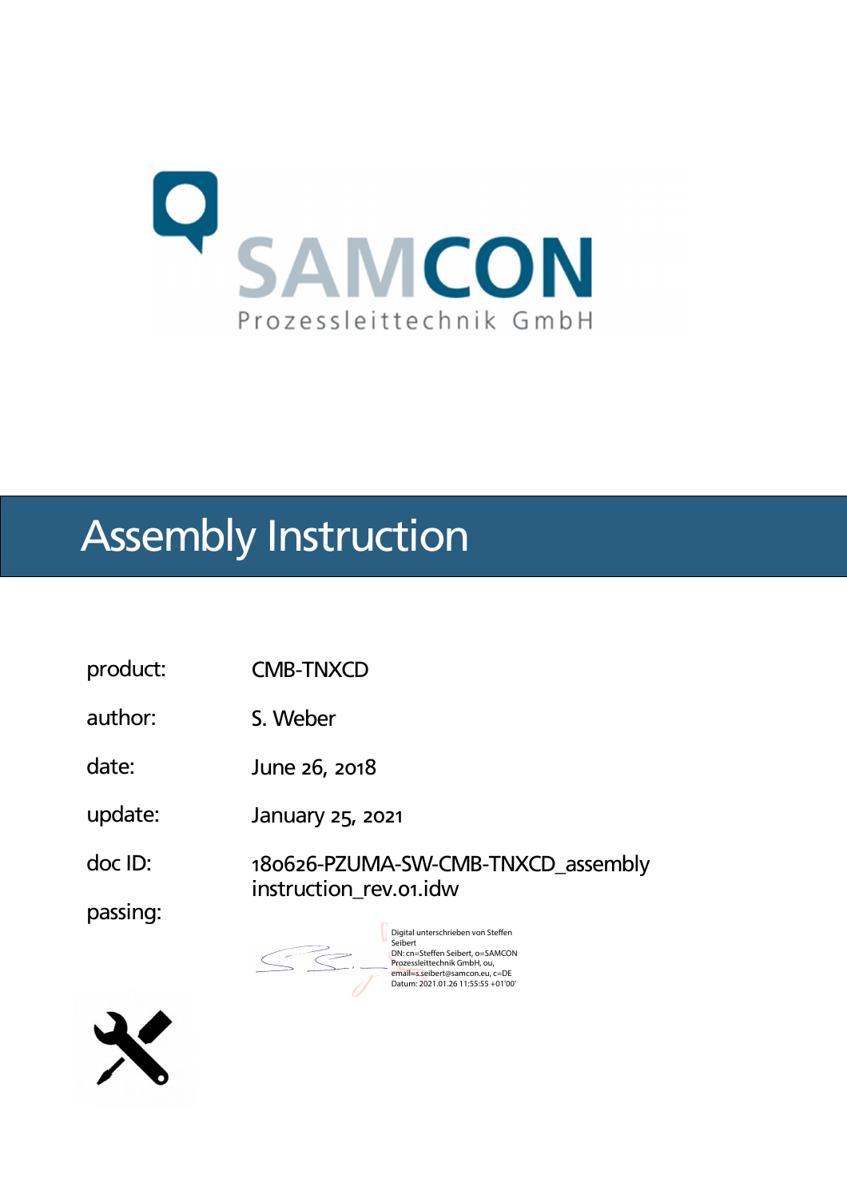SAMCON

Prozessleittechnik GmbH

# Assembly Instruction

| | |
|---|---|
| product: | CMB-TNXCD |
| author: | S. Weber |
| date: | June 26, 2018 |
| update: | January 25, 2021 |
| doc ID: | 180626-PZUMA-SW-CMB-TNXCD_assembly instruction_rev.01.idw |
| passing: | |

Digital unterschrieben von Steffen Seibert
DN: cn=Steffen Seibert, o=SAMCON Prozessleittechnik GmbH, ou, email=s.seibert@samcon.eu, c=DE
Datum: 2021.01.26 11:55:55 +01'00'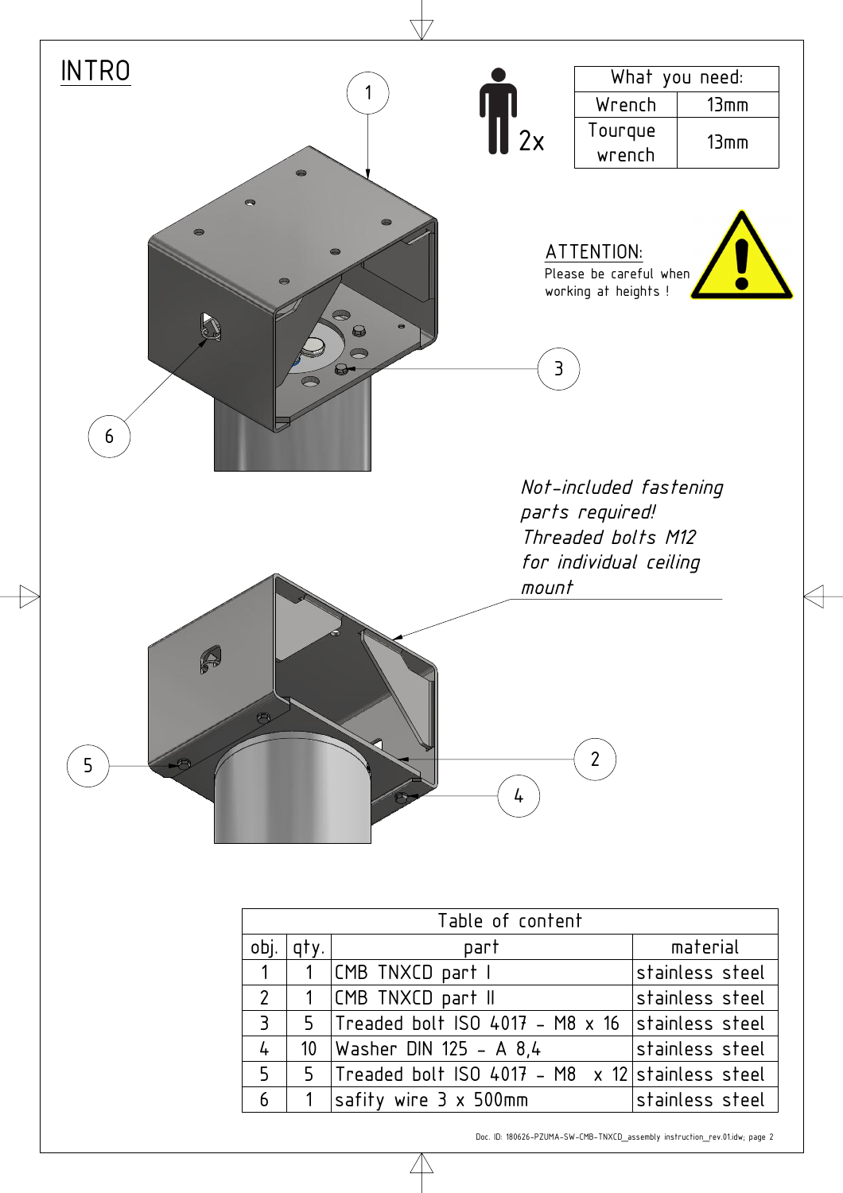# INTRO

2x

| What you need: | |
|---|---|
| Wrench | 13mm |
| Tourque wrench | 13mm |

**ATTENTION:**
Please be careful when working at heights !

1

3

6

*Not-included fastening parts required! Threaded bolts M12 for individual ceiling mount*

5

2

4

| Table of content | | | |
|---|---|---|---|
| obj. | qty. | part | material |
| 1 | 1 | CMB TNXCD part I | stainless steel |
| 2 | 1 | CMB TNXCD part II | stainless steel |
| 3 | 5 | Treaded bolt ISO 4017 – M8 x 16 | stainless steel |
| 4 | 10 | Washer DIN 125 – A 8,4 | stainless steel |
| 5 | 5 | Treaded bolt ISO 4017 – M8 x 12 | stainless steel |
| 6 | 1 | safity wire 3 x 500mm | stainless steel |

Doc. ID: 180626-PZUMA-SW-CMB-TNXCD_assembly instruction_rev.01.idw; page 2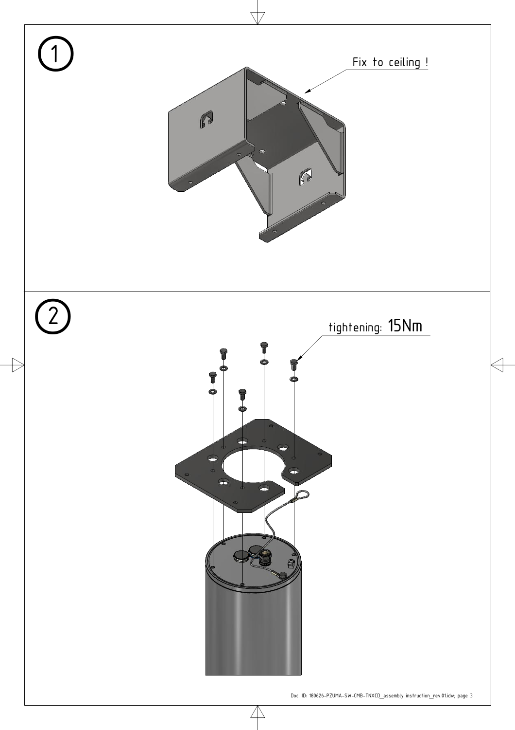1

Fix to ceiling !

2

tightening: 15Nm

Doc. ID: 180626-PZUMA-SW-CMB-TNXCD_assembly instruction_rev.01.idw; page 3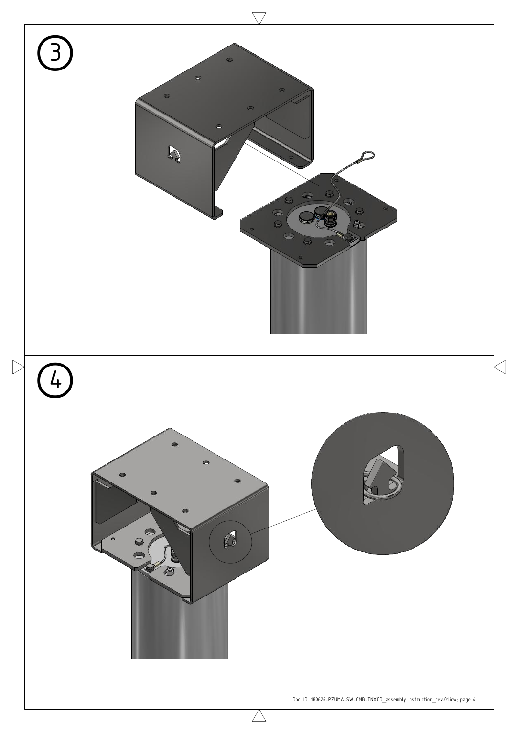3

4

Doc. ID: 180626-PZUMA-SW-CMB-TNXCD_assembly instruction_rev.01.idw; page 4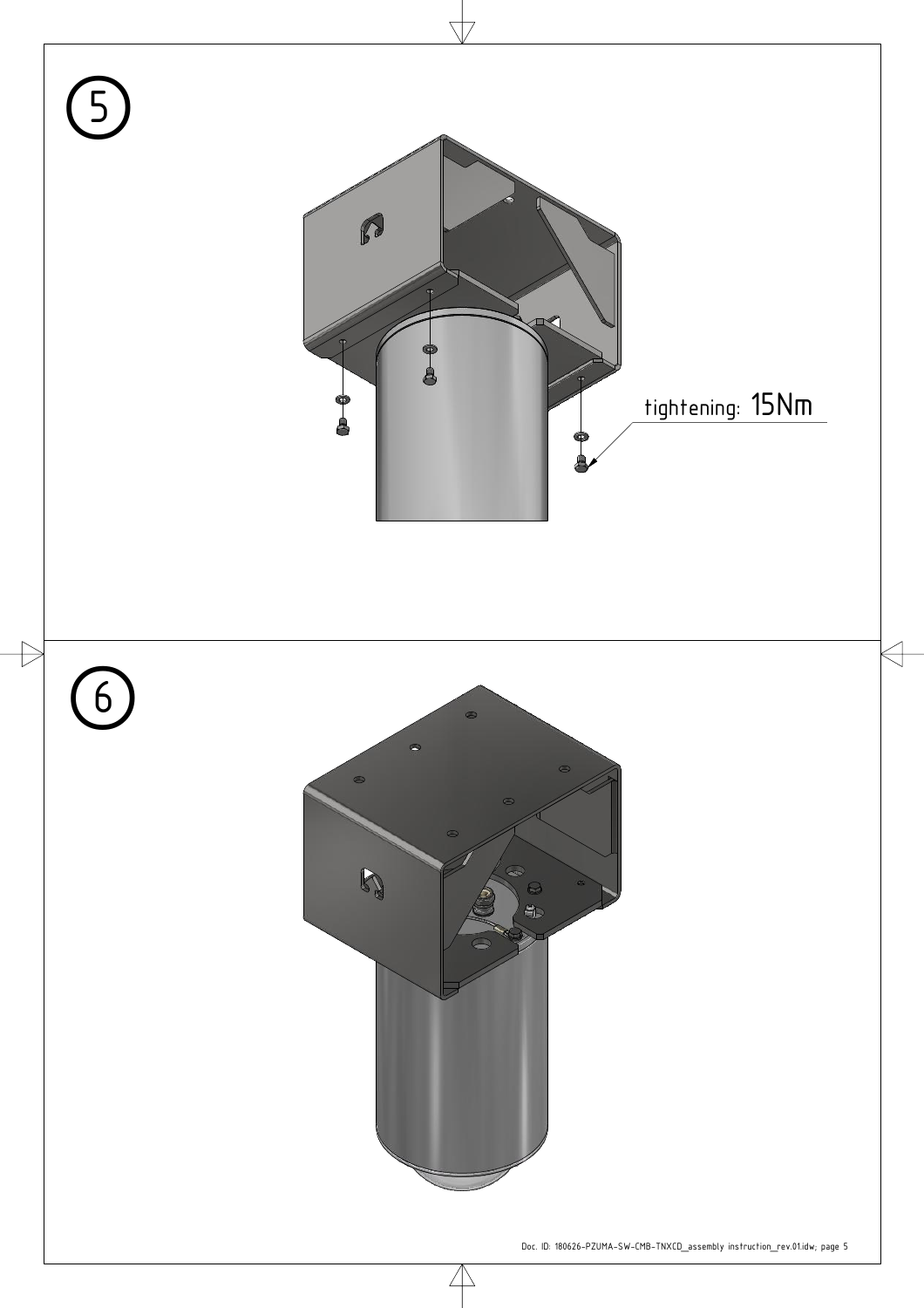5

tightening: 15Nm

6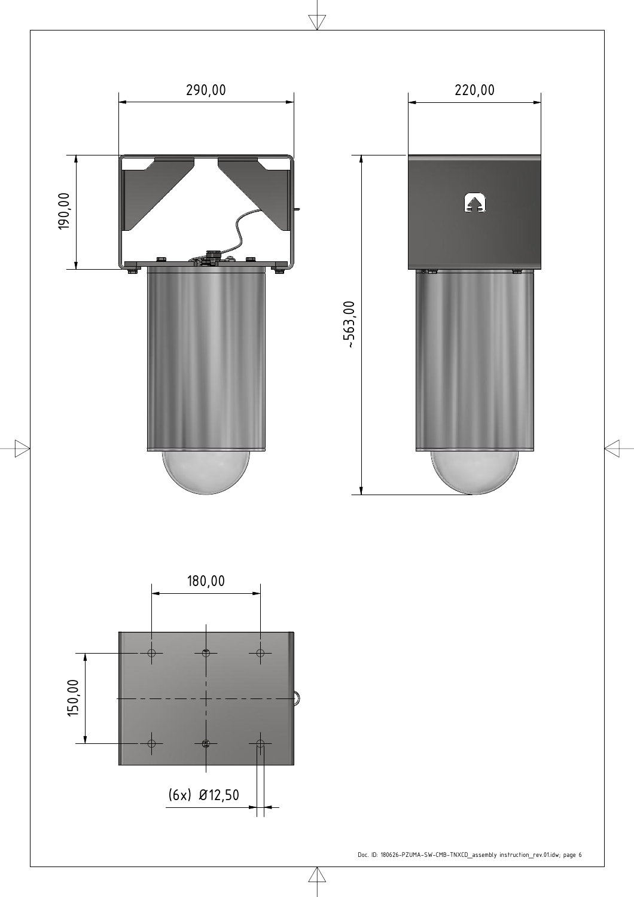290,00

220,00

190,00

~563,00

180,00

150,00

(6x) Ø12,50

Doc. ID: 180626-PZUMA-SW-CMB-TNXCD_assembly instruction_rev.01.idw; page 6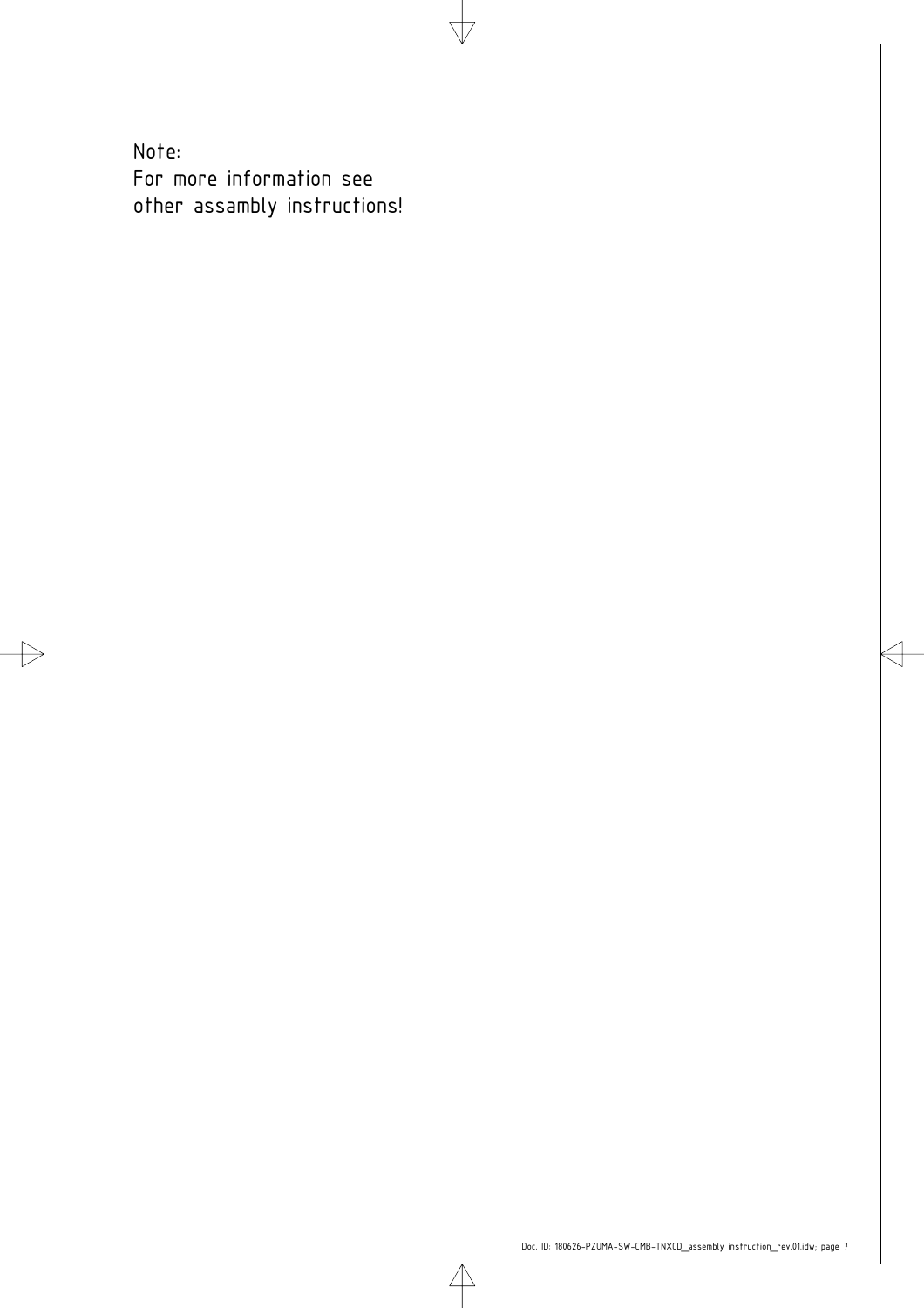Note:
For more information see
other assambly instructions!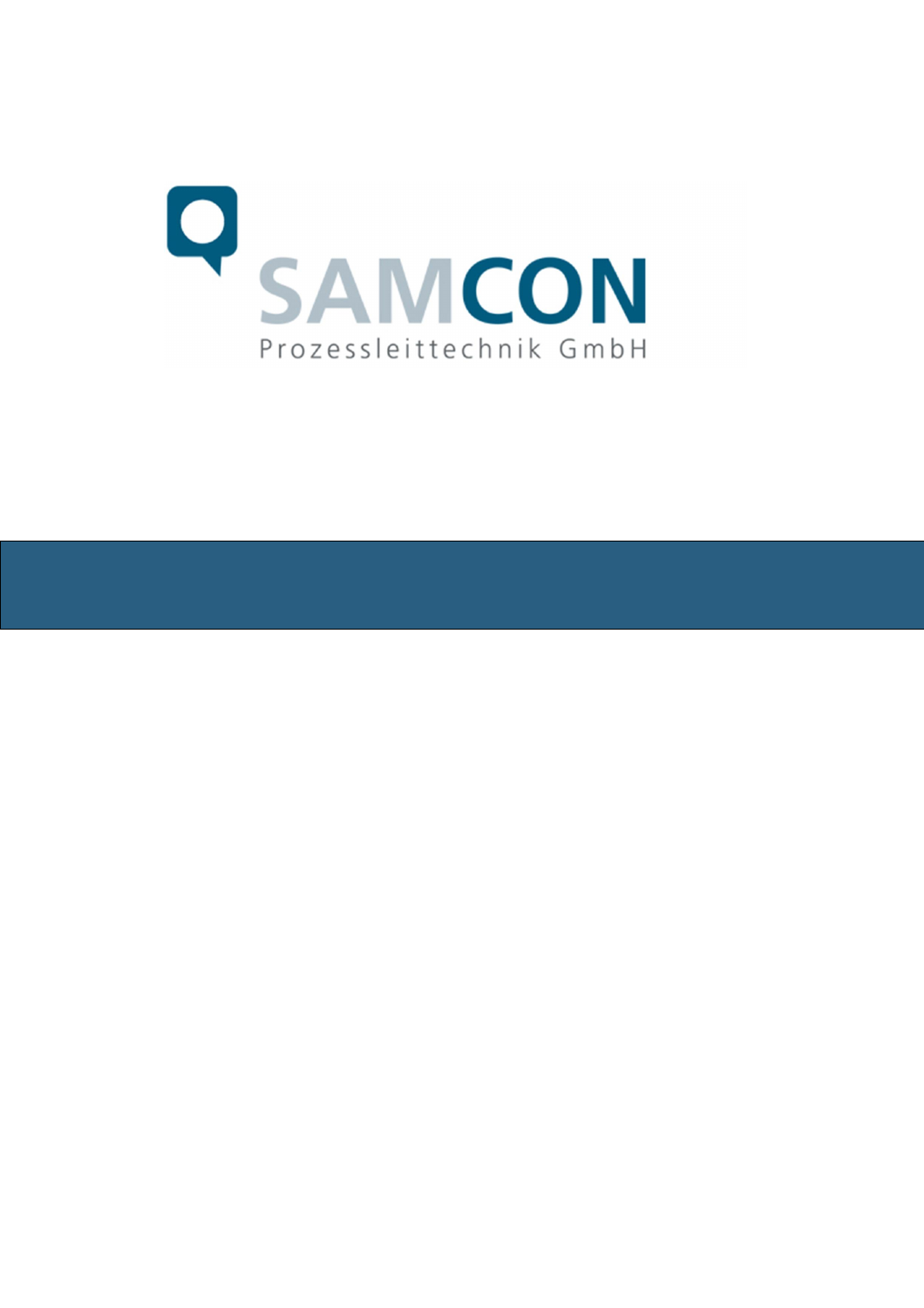SAMCON

Prozessleittechnik GmbH